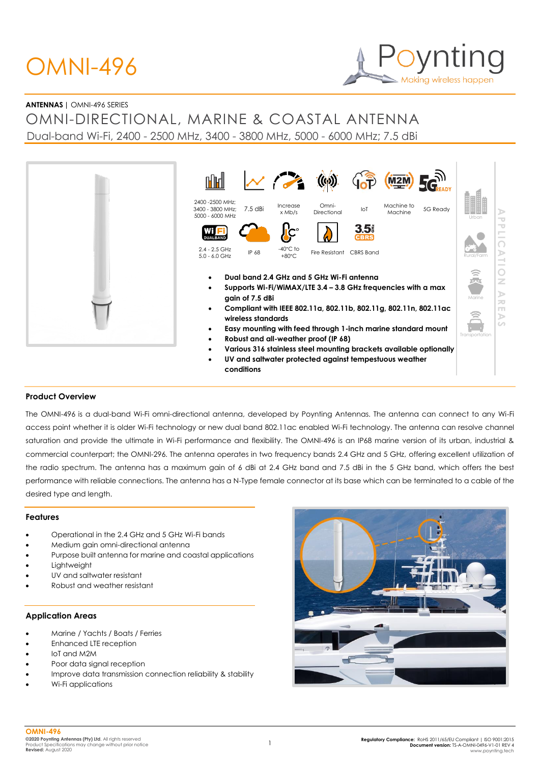# OMNI-496

**ANTENNAS** | OMNI-496 SERIES

## OMNI-DIRECTIONAL, MARINE & COASTAL ANTENNA

Dual-band Wi-Fi, 2400 - 2500 MHz, 3400 - 3800 MHz, 5000 - 6000 MHz; 7.5 dBi

2400 -2500 MHz; 3400 - 3800 MHz; 5000 - 6000 MHz | 7.5 dBi | Increase x Mb/s | Omni-Directional | IoT | Machine to Machine | 5G Ready

2.4 - 2.5 GHz 5.0 - 6.0 GHz | IP 68 | -40°C to +80°C | Fire Resistant | CBRS Band

APPLICATION AREAS: Urban, Rural/Farm, Marine, Transportation

- **Dual band 2.4 GHz and 5 GHz Wi-Fi antenna**
- **Supports Wi-Fi/WiMAX/LTE 3.4 – 3.8 GHz frequencies with a max gain of 7.5 dBi**
- **Compliant with IEEE 802.11a, 802.11b, 802.11g, 802.11n, 802.11ac wireless standards**
- **Easy mounting with feed through 1-inch marine standard mount**
- **Robust and all-weather proof (IP 68)**
- **Various 316 stainless steel mounting brackets available optionally**
- **UV and saltwater protected against tempestuous weather conditions**

### Product Overview

The OMNI-496 is a dual-band Wi-Fi omni-directional antenna, developed by Poynting Antennas. The antenna can connect to any Wi-Fi access point whether it is older Wi-Fi technology or new dual band 802.11ac enabled Wi-Fi technology. The antenna can resolve channel saturation and provide the ultimate in Wi-Fi performance and flexibility. The OMNI-496 is an IP68 marine version of its urban, industrial & commercial counterpart; the OMNI-296. The antenna operates in two frequency bands 2.4 GHz and 5 GHz, offering excellent utilization of the radio spectrum. The antenna has a maximum gain of 6 dBi at 2.4 GHz band and 7.5 dBi in the 5 GHz band, which offers the best performance with reliable connections. The antenna has a N-Type female connector at its base which can be terminated to a cable of the desired type and length.

### Features

- Operational in the 2.4 GHz and 5 GHz Wi-Fi bands
- Medium gain omni-directional antenna
- Purpose built antenna for marine and coastal applications
- Lightweight
- UV and saltwater resistant
- Robust and weather resistant

### Application Areas

- Marine / Yachts / Boats / Ferries
- Enhanced LTE reception
- IoT and M2M
- Poor data signal reception
- Improve data transmission connection reliability & stability
- Wi-Fi applications

**OMNI-496**
**©2020 Poynting Antennas (Pty) Ltd.** All rights reserved
Product Specifications may change without prior notice
**Revised:** August 2020

**Regulatory Compliance:** RoHS 2011/65/EU Compliant | ISO 9001:2015
**Document version:** TS-A-OMNI-0496-V1-01 REV 4
www.poynting.tech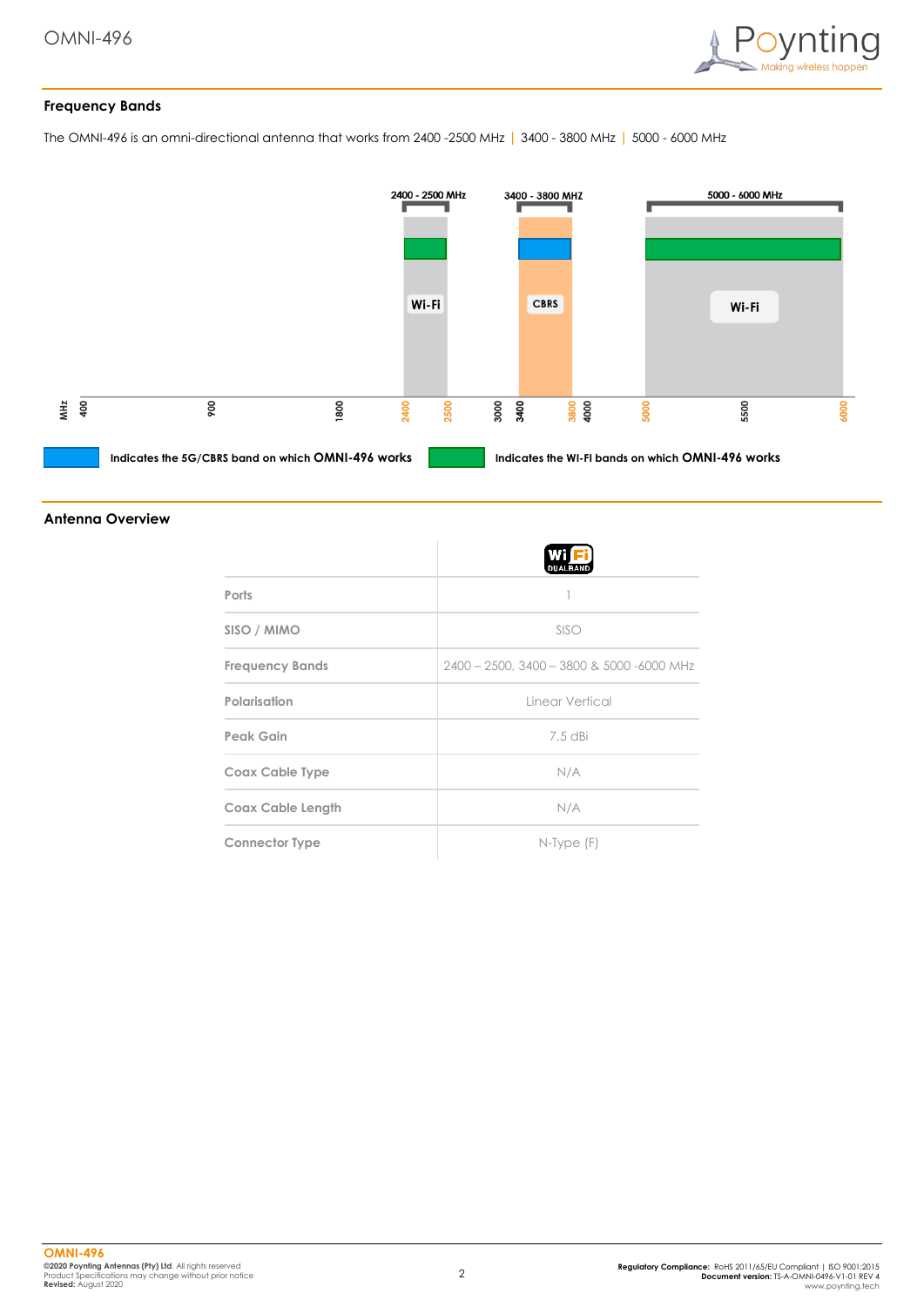## Frequency Bands

The OMNI-496 is an omni-directional antenna that works from 2400 -2500 MHz | 3400 - 3800 MHz | 5000 - 6000 MHz

2400 - 2500 MHz | 3400 - 3800 MHZ | 5000 - 6000 MHz

Wi-Fi | CBRS | Wi-Fi

MHz 400 900 1800 2400 2500 3000 3400 3800 4000 5000 5500 6000

Indicates the 5G/CBRS band on which **OMNI-496** works

Indicates the WI-FI bands on which **OMNI-496** works

## Antenna Overview

| | Wi Fi DUAL BAND |
|---|---|
| Ports | 1 |
| SISO / MIMO | SISO |
| Frequency Bands | 2400 – 2500, 3400 – 3800 & 5000 -6000 MHz |
| Polarisation | Linear Vertical |
| Peak Gain | 7.5 dBi |
| Coax Cable Type | N/A |
| Coax Cable Length | N/A |
| Connector Type | N-Type (F) |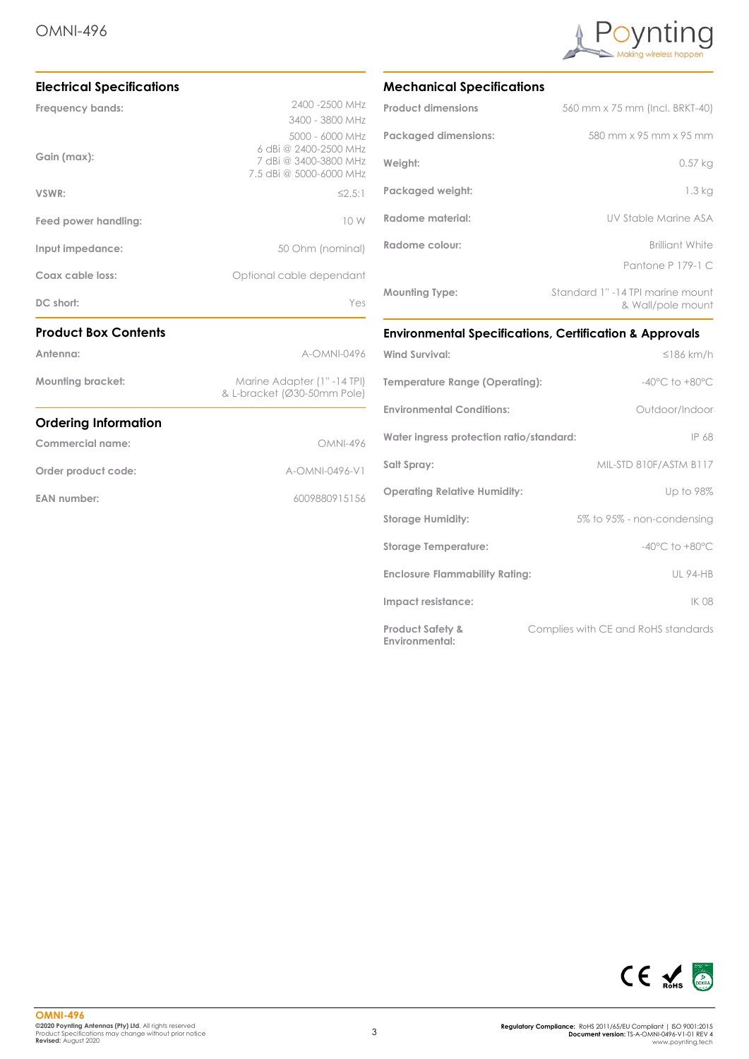OMNI-496

## Electrical Specifications

| | |
|---|---|
| **Frequency bands:** | 2400 -2500 MHz<br>3400 - 3800 MHz<br>5000 - 6000 MHz |
| **Gain (max):** | 6 dBi @ 2400-2500 MHz<br>7 dBi @ 3400-3800 MHz<br>7.5 dBi @ 5000-6000 MHz |
| **VSWR:** | ≤2.5:1 |
| **Feed power handling:** | 10 W |
| **Input impedance:** | 50 Ohm (nominal) |
| **Coax cable loss:** | Optional cable dependant |
| **DC short:** | Yes |

## Product Box Contents

| | |
|---|---|
| **Antenna:** | A-OMNI-0496 |
| **Mounting bracket:** | Marine Adapter (1" -14 TPI)<br>& L-bracket (Ø30-50mm Pole) |

## Ordering Information

| | |
|---|---|
| **Commercial name:** | OMNI-496 |
| **Order product code:** | A-OMNI-0496-V1 |
| **EAN number:** | 6009880915156 |

## Mechanical Specifications

| | |
|---|---|
| **Product dimensions** | 560 mm x 75 mm (Incl. BRKT-40) |
| **Packaged dimensions:** | 580 mm x 95 mm x 95 mm |
| **Weight:** | 0.57 kg |
| **Packaged weight:** | 1.3 kg |
| **Radome material:** | UV Stable Marine ASA |
| **Radome colour:** | Brilliant White<br>Pantone P 179-1 C |
| **Mounting Type:** | Standard 1" -14 TPI marine mount<br>& Wall/pole mount |

## Environmental Specifications, Certification & Approvals

| | |
|---|---|
| **Wind Survival:** | ≤186 km/h |
| **Temperature Range (Operating):** | -40°C to +80°C |
| **Environmental Conditions:** | Outdoor/Indoor |
| **Water ingress protection ratio/standard:** | IP 68 |
| **Salt Spray:** | MIL-STD 810F/ASTM B117 |
| **Operating Relative Humidity:** | Up to 98% |
| **Storage Humidity:** | 5% to 95% - non-condensing |
| **Storage Temperature:** | -40°C to +80°C |
| **Enclosure Flammability Rating:** | UL 94-HB |
| **Impact resistance:** | IK 08 |
| **Product Safety & Environmental:** | Complies with CE and RoHS standards |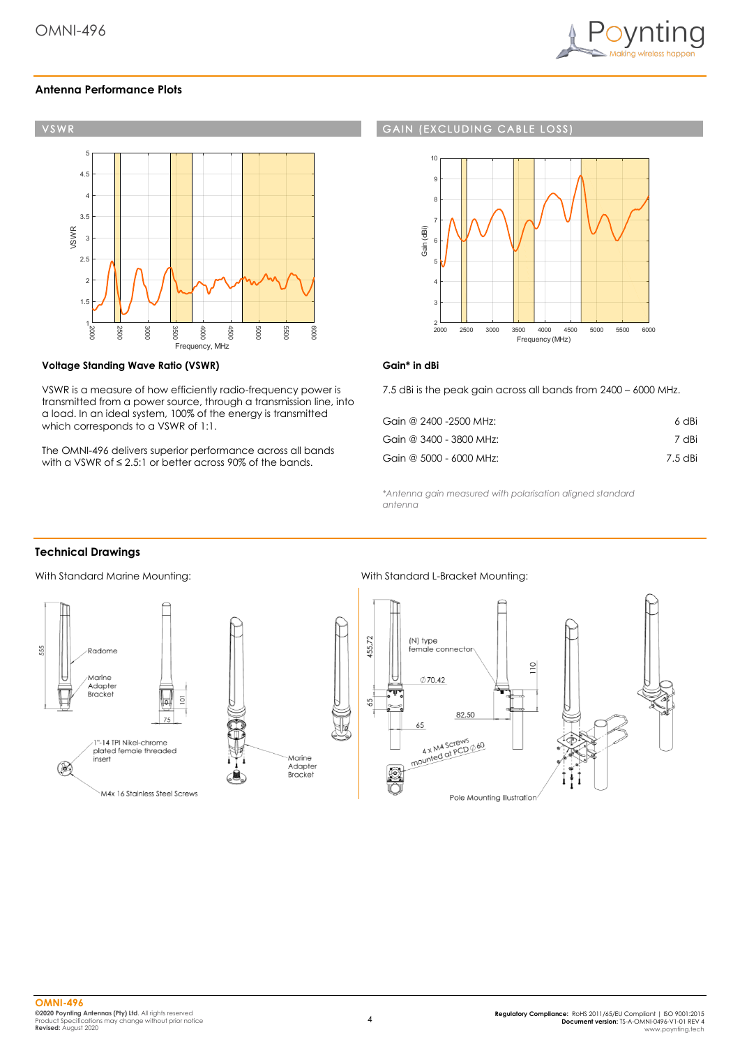## Antenna Performance Plots

### VSWR

### GAIN (EXCLUDING CABLE LOSS)

**Voltage Standing Wave Ratio (VSWR)**

VSWR is a measure of how efficiently radio-frequency power is transmitted from a power source, through a transmission line, into a load. In an ideal system, 100% of the energy is transmitted which corresponds to a VSWR of 1:1.

The OMNI-496 delivers superior performance across all bands with a VSWR of ≤ 2.5:1 or better across 90% of the bands.

**Gain* in dBi**

7.5 dBi is the peak gain across all bands from 2400 – 6000 MHz.

| | |
|---|---|
| Gain @ 2400 -2500 MHz: | 6 dBi |
| Gain @ 3400 - 3800 MHz: | 7 dBi |
| Gain @ 5000 - 6000 MHz: | 7.5 dBi |

*Antenna gain measured with polarisation aligned standard antenna*

## Technical Drawings

With Standard Marine Mounting:

With Standard L-Bracket Mounting: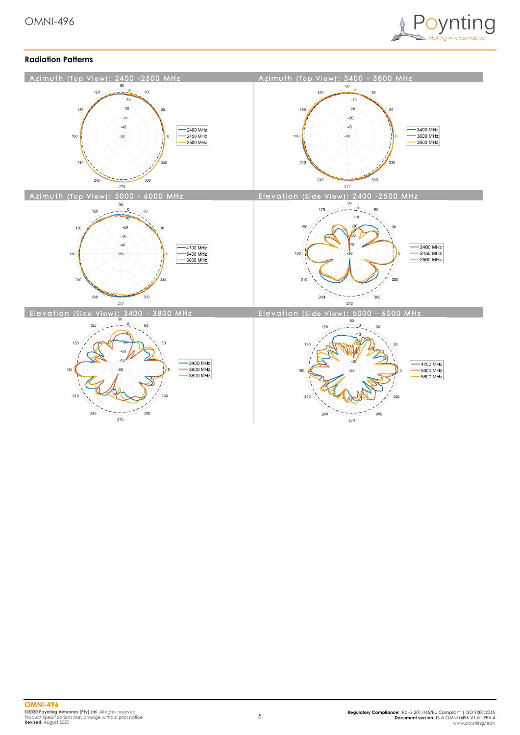## Radiation Patterns

### Azimuth (Top View): 2400 -2500 MHz

90
120
60
0
-10
150
-20
30
-30
-40
180
-50
0
210
330
240
300
270

2400 MHz
2450 MHz
2500 MHz

### Azimuth (Top View): 3400 - 3800 MHz

90
120
60
0
-10
150
-20
30
-30
-40
180
-50
0
210
330
240
300
270

3400 MHz
3600 MHz
3800 MHz

### Azimuth (Top View): 5000 - 6000 MHz

90
120
60
0
-10
150
-20
30
-30
-40
180
-50
0
210
330
240
300
270

4700 MHz
5400 MHz
5800 MHz

### Elevation (Side View): 2400 -2500 MHz

90
120
60
0
-10
150
-20
30
-30
-40
180
-50
0
210
330
240
300
270

2400 MHz
2450 MHz
2500 MHz

### Elevation (Side View): 3400 - 3800 MHz

90
120
60
0
-10
150
-20
30
-30
-40
180
-50
0
210
330
240
300
270

3400 MHz
3600 MHz
3800 MHz

### Elevation (Side View): 5000 - 6000 MHz

90
120
60
0
-10
150
-20
30
-30
-40
180
-50
0
210
330
240
300
270

4700 MHz
5400 MHz
5800 MHz